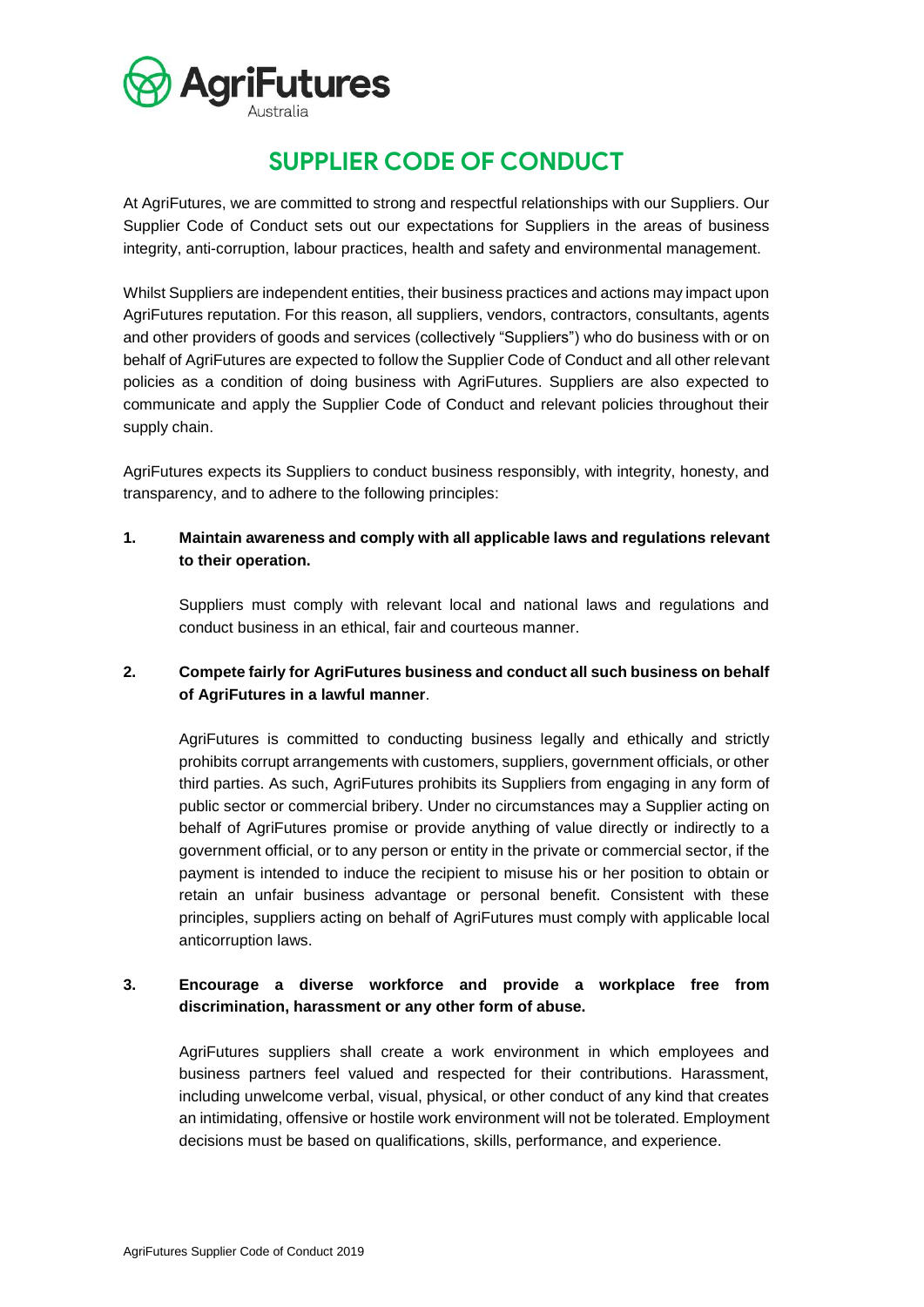# SUPPLIER CODE OF CONDUCT

At AgriFutures, we are committed to strong and respectful relationships with our Suppliers. Our Supplier Code of Conduct sets out our expectations for Suppliers in the areas of business integrity, anti-corruption, labour practices, health and safety and environmental management.

Whilst Suppliers are independent entities, their business practices and actions may impact upon AgriFutures reputation. For this reason, all suppliers, vendors, contractors, consultants, agents and other providers of goods and services (collectively "Suppliers") who do business with or on behalf of AgriFutures are expected to follow the Supplier Code of Conduct and all other relevant policies as a condition of doing business with AgriFutures. Suppliers are also expected to communicate and apply the Supplier Code of Conduct and relevant policies throughout their supply chain.

AgriFutures expects its Suppliers to conduct business responsibly, with integrity, honesty, and transparency, and to adhere to the following principles:

**1. Maintain awareness and comply with all applicable laws and regulations relevant to their operation.**

Suppliers must comply with relevant local and national laws and regulations and conduct business in an ethical, fair and courteous manner.

**2. Compete fairly for AgriFutures business and conduct all such business on behalf of AgriFutures in a lawful manner**.

AgriFutures is committed to conducting business legally and ethically and strictly prohibits corrupt arrangements with customers, suppliers, government officials, or other third parties. As such, AgriFutures prohibits its Suppliers from engaging in any form of public sector or commercial bribery. Under no circumstances may a Supplier acting on behalf of AgriFutures promise or provide anything of value directly or indirectly to a government official, or to any person or entity in the private or commercial sector, if the payment is intended to induce the recipient to misuse his or her position to obtain or retain an unfair business advantage or personal benefit. Consistent with these principles, suppliers acting on behalf of AgriFutures must comply with applicable local anticorruption laws.

**3. Encourage a diverse workforce and provide a workplace free from discrimination, harassment or any other form of abuse.**

AgriFutures suppliers shall create a work environment in which employees and business partners feel valued and respected for their contributions. Harassment, including unwelcome verbal, visual, physical, or other conduct of any kind that creates an intimidating, offensive or hostile work environment will not be tolerated. Employment decisions must be based on qualifications, skills, performance, and experience.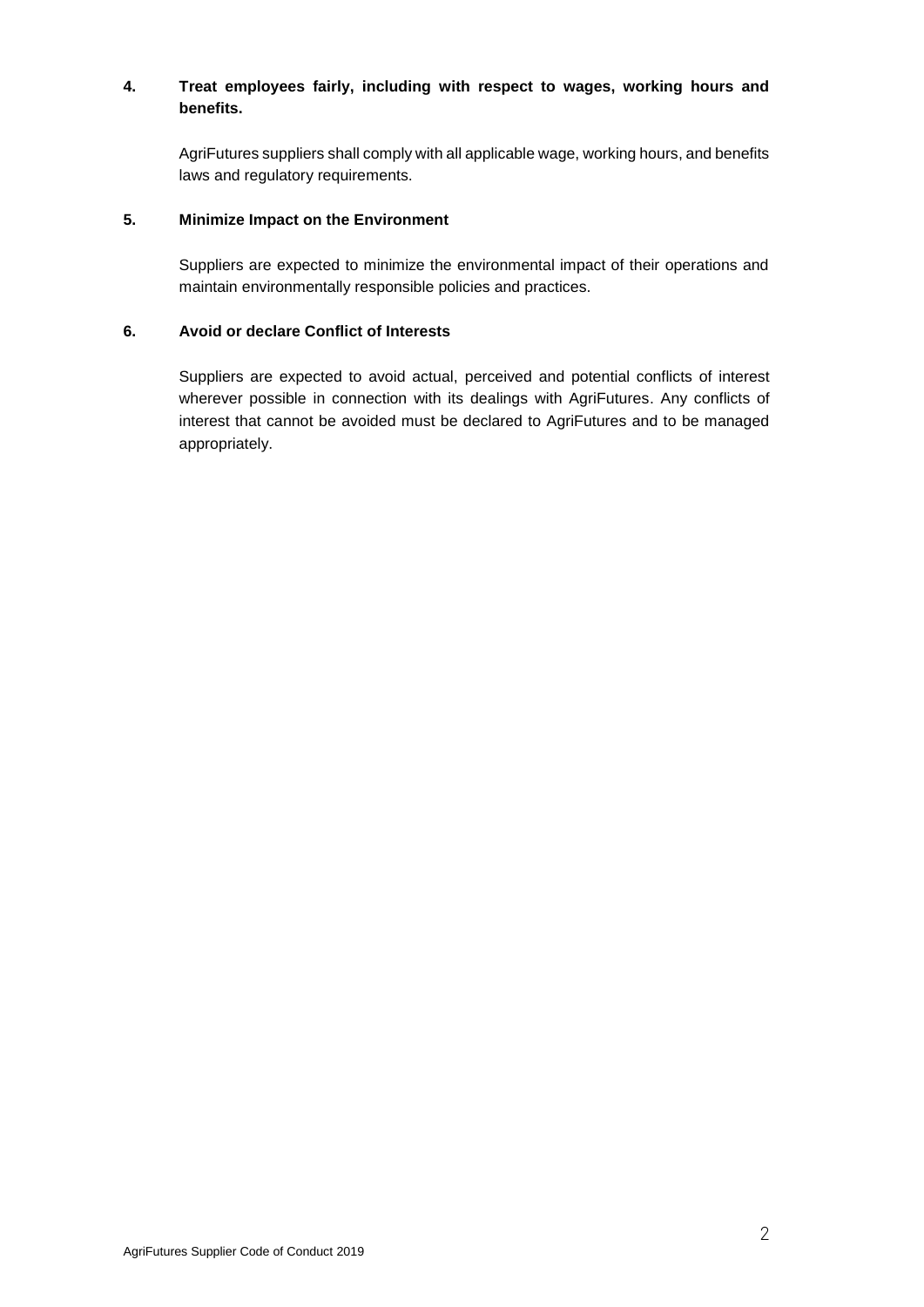**4. Treat employees fairly, including with respect to wages, working hours and benefits.**

AgriFutures suppliers shall comply with all applicable wage, working hours, and benefits laws and regulatory requirements.

**5. Minimize Impact on the Environment**

Suppliers are expected to minimize the environmental impact of their operations and maintain environmentally responsible policies and practices.

**6. Avoid or declare Conflict of Interests**

Suppliers are expected to avoid actual, perceived and potential conflicts of interest wherever possible in connection with its dealings with AgriFutures. Any conflicts of interest that cannot be avoided must be declared to AgriFutures and to be managed appropriately.